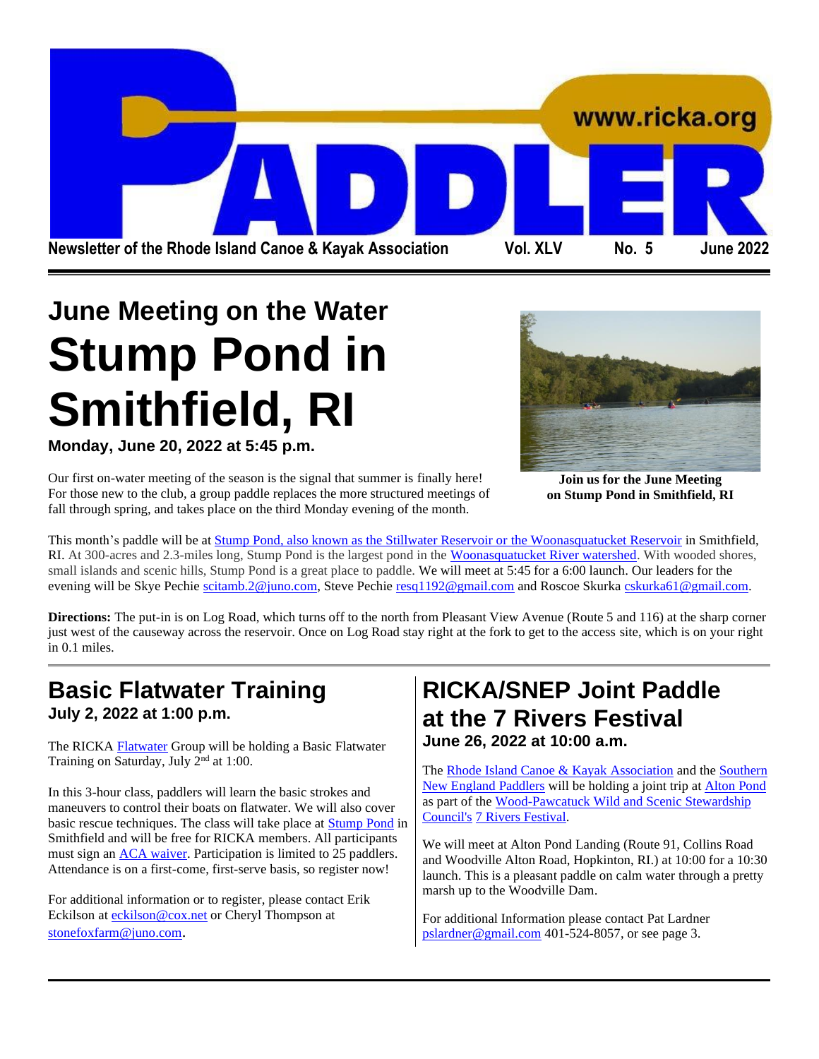# PADDLER

www.ricka.org

Newsletter of the Rhode Island Canoe & Kayak Association Vol. XLV No. 5 June 2022

## June Meeting on the Water

# Stump Pond in Smithfield, RI

**Monday, June 20, 2022 at 5:45 p.m.**

Our first on-water meeting of the season is the signal that summer is finally here! For those new to the club, a group paddle replaces the more structured meetings of fall through spring, and takes place on the third Monday evening of the month.

**Join us for the June Meeting on Stump Pond in Smithfield, RI**

This month's paddle will be at Stump Pond, also known as the Stillwater Reservoir or the Woonasquatucket Reservoir in Smithfield, RI. At 300-acres and 2.3-miles long, Stump Pond is the largest pond in the Woonasquatucket River watershed. With wooded shores, small islands and scenic hills, Stump Pond is a great place to paddle. We will meet at 5:45 for a 6:00 launch. Our leaders for the evening will be Skye Pechie scitamb.2@juno.com, Steve Pechie resq1192@gmail.com and Roscoe Skurka cskurka61@gmail.com.

**Directions:** The put-in is on Log Road, which turns off to the north from Pleasant View Avenue (Route 5 and 116) at the sharp corner just west of the causeway across the reservoir. Once on Log Road stay right at the fork to get to the access site, which is on your right in 0.1 miles.

## Basic Flatwater Training

**July 2, 2022 at 1:00 p.m.**

The RICKA Flatwater Group will be holding a Basic Flatwater Training on Saturday, July 2nd at 1:00.

In this 3-hour class, paddlers will learn the basic strokes and maneuvers to control their boats on flatwater. We will also cover basic rescue techniques. The class will take place at Stump Pond in Smithfield and will be free for RICKA members. All participants must sign an ACA waiver. Participation is limited to 25 paddlers. Attendance is on a first-come, first-serve basis, so register now!

For additional information or to register, please contact Erik Eckilson at eckilson@cox.net or Cheryl Thompson at stonefoxfarm@juno.com.

## RICKA/SNEP Joint Paddle at the 7 Rivers Festival

**June 26, 2022 at 10:00 a.m.**

The Rhode Island Canoe & Kayak Association and the Southern New England Paddlers will be holding a joint trip at Alton Pond as part of the Wood-Pawcatuck Wild and Scenic Stewardship Council's 7 Rivers Festival.

We will meet at Alton Pond Landing (Route 91, Collins Road and Woodville Alton Road, Hopkinton, RI.) at 10:00 for a 10:30 launch. This is a pleasant paddle on calm water through a pretty marsh up to the Woodville Dam.

For additional Information please contact Pat Lardner pslardner@gmail.com 401-524-8057, or see page 3.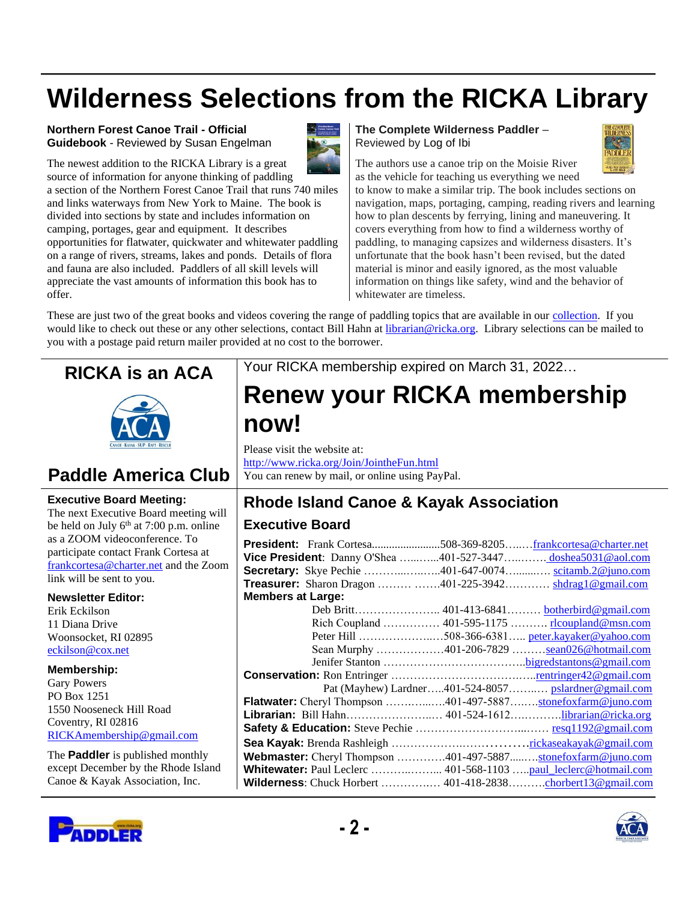# Wilderness Selections from the RICKA Library

**Northern Forest Canoe Trail - Official Guidebook** - Reviewed by Susan Engelman

The newest addition to the RICKA Library is a great source of information for anyone thinking of paddling a section of the Northern Forest Canoe Trail that runs 740 miles and links waterways from New York to Maine. The book is divided into sections by state and includes information on camping, portages, gear and equipment. It describes opportunities for flatwater, quickwater and whitewater paddling on a range of rivers, streams, lakes and ponds. Details of flora and fauna are also included. Paddlers of all skill levels will appreciate the vast amounts of information this book has to offer.

**The Complete Wilderness Paddler** – Reviewed by Log of Ibi

The authors use a canoe trip on the Moisie River as the vehicle for teaching us everything we need to know to make a similar trip. The book includes sections on navigation, maps, portaging, camping, reading rivers and learning how to plan descents by ferrying, lining and maneuvering. It covers everything from how to find a wilderness worthy of paddling, to managing capsizes and wilderness disasters. It's unfortunate that the book hasn't been revised, but the dated material is minor and easily ignored, as the most valuable information on things like safety, wind and the behavior of whitewater are timeless.

These are just two of the great books and videos covering the range of paddling topics that are available in our collection. If you would like to check out these or any other selections, contact Bill Hahn at librarian@ricka.org. Library selections can be mailed to you with a postage paid return mailer provided at no cost to the borrower.

## RICKA is an ACA Paddle America Club

Your RICKA membership expired on March 31, 2022…

# Renew your RICKA membership now!

Please visit the website at:
http://www.ricka.org/Join/JointheFun.html
You can renew by mail, or online using PayPal.

**Executive Board Meeting:**
The next Executive Board meeting will be held on July 6th at 7:00 p.m. online as a ZOOM videoconference. To participate contact Frank Cortesa at frankcortesa@charter.net and the Zoom link will be sent to you.

**Newsletter Editor:**
Erik Eckilson
11 Diana Drive
Woonsocket, RI 02895
eckilson@cox.net

**Membership:**
Gary Powers
PO Box 1251
1550 Nooseneck Hill Road
Coventry, RI 02816
RICKAmembership@gmail.com

The **Paddler** is published monthly except December by the Rhode Island Canoe & Kayak Association, Inc.

## Rhode Island Canoe & Kayak Association

### Executive Board

**President:** Frank Cortesa....508-369-8205....frankcortesa@charter.net
**Vice President**: Danny O'Shea ....401-527-3447.... doshea5031@aol.com
**Secretary:** Skye Pechie ....401-647-0074.... scitamb.2@juno.com
**Treasurer:** Sharon Dragon ....401-225-3942.... shdrag1@gmail.com
**Members at Large:**
Deb Britt.... 401-413-6841.... botherbird@gmail.com
Rich Coupland .... 401-595-1175 .... rlcoupland@msn.com
Peter Hill ....508-366-6381.... peter.kayaker@yahoo.com
Sean Murphy ....401-206-7829 ....sean026@hotmail.com
Jenifer Stanton ....bigredstantons@gmail.com
**Conservation:** Ron Entringer ....rentringer42@gmail.com
Pat (Mayhew) Lardner....401-524-8057.... pslardner@gmail.com
**Flatwater:** Cheryl Thompson ....401-497-5887....stonefoxfarm@juno.com
**Librarian:** Bill Hahn.... 401-524-1612....librarian@ricka.org
**Safety & Education:** Steve Pechie .... resq1192@gmail.com
**Sea Kayak:** Brenda Rashleigh ....rickaseakayak@gmail.com
**Webmaster:** Cheryl Thompson ....401-497-5887....stonefoxfarm@juno.com
**Whitewater:** Paul Leclerc .... 401-568-1103 ....paul_leclerc@hotmail.com
**Wilderness**: Chuck Horbert .... 401-418-2838....chorbert13@gmail.com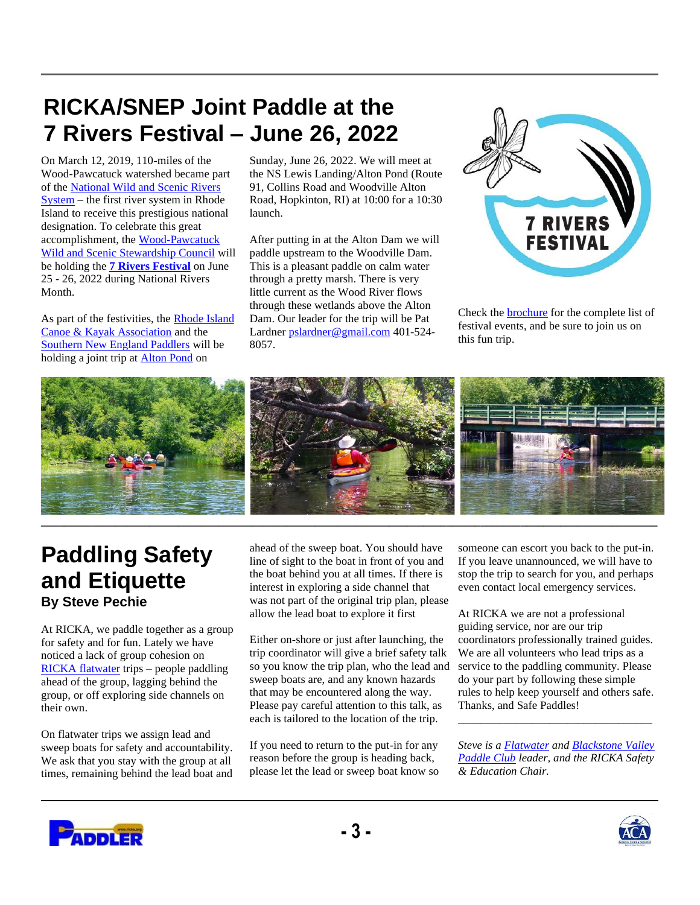# RICKA/SNEP Joint Paddle at the 7 Rivers Festival – June 26, 2022

On March 12, 2019, 110-miles of the Wood-Pawcatuck watershed became part of the National Wild and Scenic Rivers System – the first river system in Rhode Island to receive this prestigious national designation. To celebrate this great accomplishment, the Wood-Pawcatuck Wild and Scenic Stewardship Council will be holding the **7 Rivers Festival** on June 25 - 26, 2022 during National Rivers Month.

As part of the festivities, the Rhode Island Canoe & Kayak Association and the Southern New England Paddlers will be holding a joint trip at Alton Pond on Sunday, June 26, 2022. We will meet at the NS Lewis Landing/Alton Pond (Route 91, Collins Road and Woodville Alton Road, Hopkinton, RI) at 10:00 for a 10:30 launch.

After putting in at the Alton Dam we will paddle upstream to the Woodville Dam. This is a pleasant paddle on calm water through a pretty marsh. There is very little current as the Wood River flows through these wetlands above the Alton Dam. Our leader for the trip will be Pat Lardner pslardner@gmail.com 401-524-8057.

Check the brochure for the complete list of festival events, and be sure to join us on this fun trip.

# Paddling Safety and Etiquette

**By Steve Pechie**

At RICKA, we paddle together as a group for safety and for fun. Lately we have noticed a lack of group cohesion on RICKA flatwater trips – people paddling ahead of the group, lagging behind the group, or off exploring side channels on their own.

On flatwater trips we assign lead and sweep boats for safety and accountability. We ask that you stay with the group at all times, remaining behind the lead boat and ahead of the sweep boat. You should have line of sight to the boat in front of you and the boat behind you at all times. If there is interest in exploring a side channel that was not part of the original trip plan, please allow the lead boat to explore it first

Either on-shore or just after launching, the trip coordinator will give a brief safety talk so you know the trip plan, who the lead and sweep boats are, and any known hazards that may be encountered along the way. Please pay careful attention to this talk, as each is tailored to the location of the trip.

If you need to return to the put-in for any reason before the group is heading back, please let the lead or sweep boat know so someone can escort you back to the put-in. If you leave unannounced, we will have to stop the trip to search for you, and perhaps even contact local emergency services.

At RICKA we are not a professional guiding service, nor are our trip coordinators professionally trained guides. We are all volunteers who lead trips as a service to the paddling community. Please do your part by following these simple rules to help keep yourself and others safe. Thanks, and Safe Paddles!

---

*Steve is a Flatwater and Blackstone Valley Paddle Club leader, and the RICKA Safety & Education Chair.*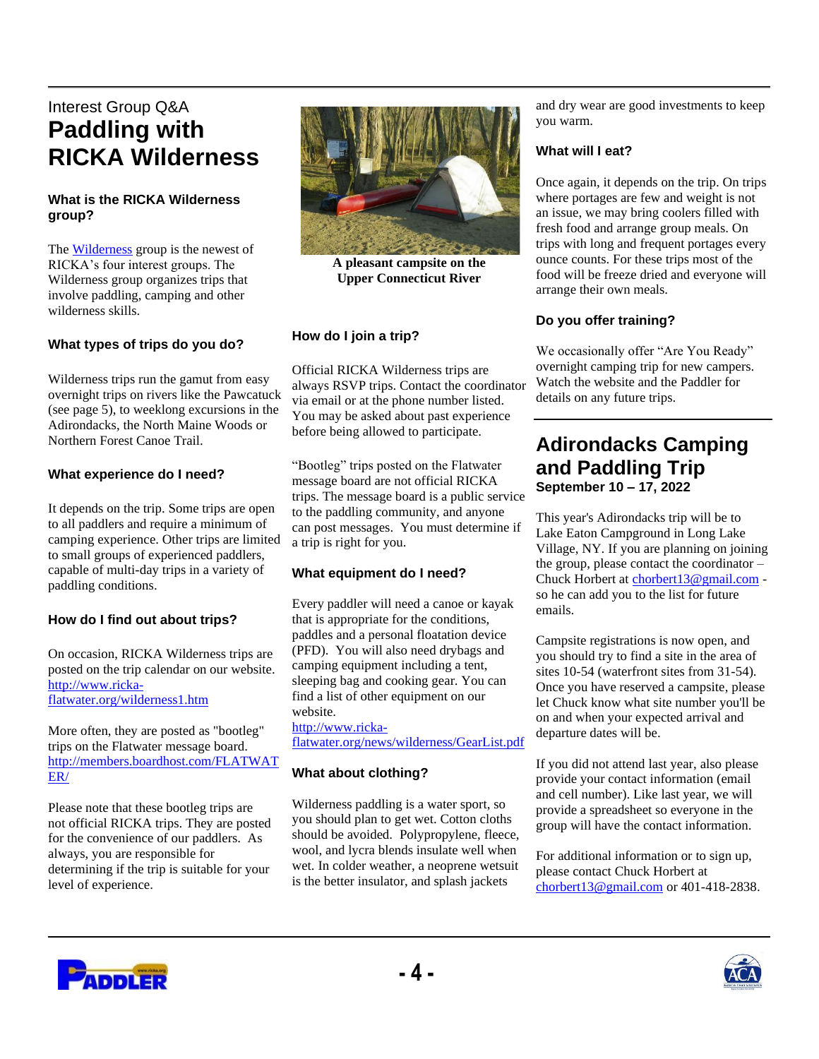Interest Group Q&A

# Paddling with RICKA Wilderness

### What is the RICKA Wilderness group?

The Wilderness group is the newest of RICKA's four interest groups. The Wilderness group organizes trips that involve paddling, camping and other wilderness skills.

### What types of trips do you do?

Wilderness trips run the gamut from easy overnight trips on rivers like the Pawcatuck (see page 5), to weeklong excursions in the Adirondacks, the North Maine Woods or Northern Forest Canoe Trail.

### What experience do I need?

It depends on the trip. Some trips are open to all paddlers and require a minimum of camping experience. Other trips are limited to small groups of experienced paddlers, capable of multi-day trips in a variety of paddling conditions.

### How do I find out about trips?

On occasion, RICKA Wilderness trips are posted on the trip calendar on our website. http://www.ricka-flatwater.org/wilderness1.htm

More often, they are posted as "bootleg" trips on the Flatwater message board. http://members.boardhost.com/FLATWATER/

Please note that these bootleg trips are not official RICKA trips. They are posted for the convenience of our paddlers. As always, you are responsible for determining if the trip is suitable for your level of experience.

**A pleasant campsite on the Upper Connecticut River**

### How do I join a trip?

Official RICKA Wilderness trips are always RSVP trips. Contact the coordinator via email or at the phone number listed. You may be asked about past experience before being allowed to participate.

"Bootleg" trips posted on the Flatwater message board are not official RICKA trips. The message board is a public service to the paddling community, and anyone can post messages. You must determine if a trip is right for you.

### What equipment do I need?

Every paddler will need a canoe or kayak that is appropriate for the conditions, paddles and a personal floatation device (PFD). You will also need drybags and camping equipment including a tent, sleeping bag and cooking gear. You can find a list of other equipment on our website. http://www.ricka-flatwater.org/news/wilderness/GearList.pdf

### What about clothing?

Wilderness paddling is a water sport, so you should plan to get wet. Cotton cloths should be avoided. Polypropylene, fleece, wool, and lycra blends insulate well when wet. In colder weather, a neoprene wetsuit is the better insulator, and splash jackets and dry wear are good investments to keep you warm.

### What will I eat?

Once again, it depends on the trip. On trips where portages are few and weight is not an issue, we may bring coolers filled with fresh food and arrange group meals. On trips with long and frequent portages every ounce counts. For these trips most of the food will be freeze dried and everyone will arrange their own meals.

### Do you offer training?

We occasionally offer "Are You Ready" overnight camping trip for new campers. Watch the website and the Paddler for details on any future trips.

# Adirondacks Camping and Paddling Trip

**September 10 – 17, 2022**

This year's Adirondacks trip will be to Lake Eaton Campground in Long Lake Village, NY. If you are planning on joining the group, please contact the coordinator – Chuck Horbert at chorbert13@gmail.com - so he can add you to the list for future emails.

Campsite registrations is now open, and you should try to find a site in the area of sites 10-54 (waterfront sites from 31-54). Once you have reserved a campsite, please let Chuck know what site number you'll be on and when your expected arrival and departure dates will be.

If you did not attend last year, also please provide your contact information (email and cell number). Like last year, we will provide a spreadsheet so everyone in the group will have the contact information.

For additional information or to sign up, please contact Chuck Horbert at chorbert13@gmail.com or 401-418-2838.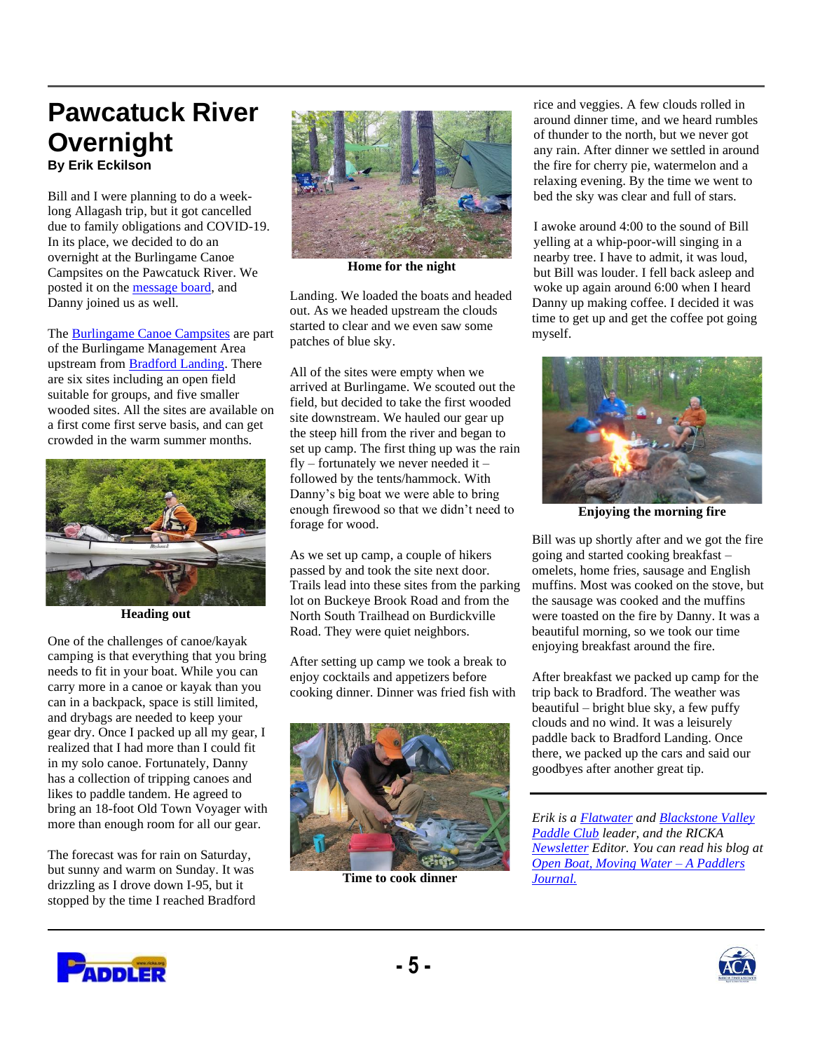# Pawcatuck River Overnight

**By Erik Eckilson**

Bill and I were planning to do a week-long Allagash trip, but it got cancelled due to family obligations and COVID-19. In its place, we decided to do an overnight at the Burlingame Canoe Campsites on the Pawcatuck River. We posted it on the message board, and Danny joined us as well.

The Burlingame Canoe Campsites are part of the Burlingame Management Area upstream from Bradford Landing. There are six sites including an open field suitable for groups, and five smaller wooded sites. All the sites are available on a first come first serve basis, and can get crowded in the warm summer months.

**Heading out**

One of the challenges of canoe/kayak camping is that everything that you bring needs to fit in your boat. While you can carry more in a canoe or kayak than you can in a backpack, space is still limited, and drybags are needed to keep your gear dry. Once I packed up all my gear, I realized that I had more than I could fit in my solo canoe. Fortunately, Danny has a collection of tripping canoes and likes to paddle tandem. He agreed to bring an 18-foot Old Town Voyager with more than enough room for all our gear.

The forecast was for rain on Saturday, but sunny and warm on Sunday. It was drizzling as I drove down I-95, but it stopped by the time I reached Bradford Landing. We loaded the boats and headed out. As we headed upstream the clouds started to clear and we even saw some patches of blue sky.

**Home for the night**

All of the sites were empty when we arrived at Burlingame. We scouted out the field, but decided to take the first wooded site downstream. We hauled our gear up the steep hill from the river and began to set up camp. The first thing up was the rain fly – fortunately we never needed it – followed by the tents/hammock. With Danny's big boat we were able to bring enough firewood so that we didn't need to forage for wood.

As we set up camp, a couple of hikers passed by and took the site next door. Trails lead into these sites from the parking lot on Buckeye Brook Road and from the North South Trailhead on Burdickville Road. They were quiet neighbors.

After setting up camp we took a break to enjoy cocktails and appetizers before cooking dinner. Dinner was fried fish with rice and veggies. A few clouds rolled in around dinner time, and we heard rumbles of thunder to the north, but we never got any rain. After dinner we settled in around the fire for cherry pie, watermelon and a relaxing evening. By the time we went to bed the sky was clear and full of stars.

**Time to cook dinner**

I awoke around 4:00 to the sound of Bill yelling at a whip-poor-will singing in a nearby tree. I have to admit, it was loud, but Bill was louder. I fell back asleep and woke up again around 6:00 when I heard Danny up making coffee. I decided it was time to get up and get the coffee pot going myself.

**Enjoying the morning fire**

Bill was up shortly after and we got the fire going and started cooking breakfast – omelets, home fries, sausage and English muffins. Most was cooked on the stove, but the sausage was cooked and the muffins were toasted on the fire by Danny. It was a beautiful morning, so we took our time enjoying breakfast around the fire.

After breakfast we packed up camp for the trip back to Bradford. The weather was beautiful – bright blue sky, a few puffy clouds and no wind. It was a leisurely paddle back to Bradford Landing. Once there, we packed up the cars and said our goodbyes after another great tip.

---

*Erik is a Flatwater and Blackstone Valley Paddle Club leader, and the RICKA Newsletter Editor. You can read his blog at Open Boat, Moving Water – A Paddlers Journal.*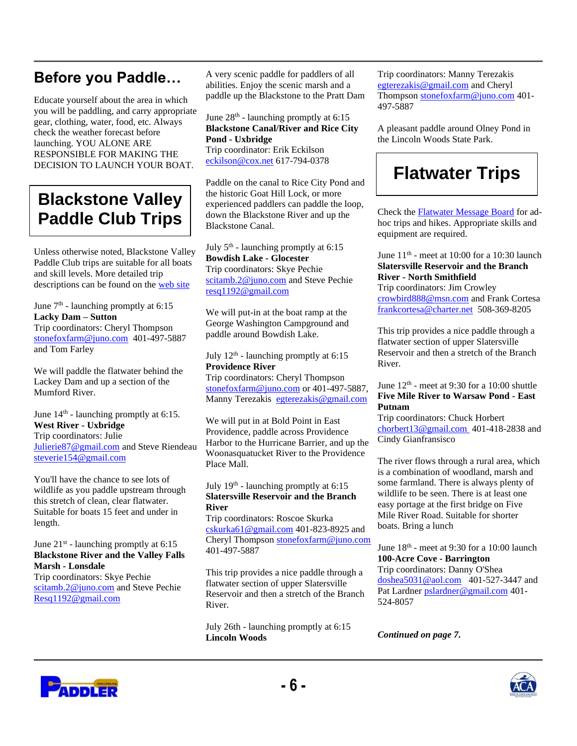## Before you Paddle…

Educate yourself about the area in which you will be paddling, and carry appropriate gear, clothing, water, food, etc. Always check the weather forecast before launching. YOU ALONE ARE RESPONSIBLE FOR MAKING THE DECISION TO LAUNCH YOUR BOAT.

## Blackstone Valley Paddle Club Trips

Unless otherwise noted, Blackstone Valley Paddle Club trips are suitable for all boats and skill levels. More detailed trip descriptions can be found on the web site

June 7th - launching promptly at 6:15
**Lacky Dam – Sutton**
Trip coordinators: Cheryl Thompson stonefoxfarm@juno.com 401-497-5887 and Tom Farley

We will paddle the flatwater behind the Lackey Dam and up a section of the Mumford River.

June 14th - launching promptly at 6:15.
**West River - Uxbridge**
Trip coordinators: Julie Julierie87@gmail.com and Steve Riendeau steverie154@gmail.com

You'll have the chance to see lots of wildlife as you paddle upstream through this stretch of clean, clear flatwater. Suitable for boats 15 feet and under in length.

June 21st - launching promptly at 6:15
**Blackstone River and the Valley Falls Marsh - Lonsdale**
Trip coordinators: Skye Pechie scitamb.2@juno.com and Steve Pechie Resq1192@gmail.com

A very scenic paddle for paddlers of all abilities. Enjoy the scenic marsh and a paddle up the Blackstone to the Pratt Dam

June 28th - launching promptly at 6:15
**Blackstone Canal/River and Rice City Pond - Uxbridge**
Trip coordinator: Erik Eckilson eckilson@cox.net 617-794-0378

Paddle on the canal to Rice City Pond and the historic Goat Hill Lock, or more experienced paddlers can paddle the loop, down the Blackstone River and up the Blackstone Canal.

July 5th - launching promptly at 6:15
**Bowdish Lake - Glocester**
Trip coordinators: Skye Pechie scitamb.2@juno.com and Steve Pechie resq1192@gmail.com

We will put-in at the boat ramp at the George Washington Campground and paddle around Bowdish Lake.

July 12th - launching promptly at 6:15
**Providence River**
Trip coordinators: Cheryl Thompson stonefoxfarm@juno.com or 401-497-5887, Manny Terezakis egterezakis@gmail.com

We will put in at Bold Point in East Providence, paddle across Providence Harbor to the Hurricane Barrier, and up the Woonasquatucket River to the Providence Place Mall.

July 19th - launching promptly at 6:15
**Slatersville Reservoir and the Branch River**
Trip coordinators: Roscoe Skurka cskurka61@gmail.com 401-823-8925 and Cheryl Thompson stonefoxfarm@juno.com 401-497-5887

This trip provides a nice paddle through a flatwater section of upper Slatersville Reservoir and then a stretch of the Branch River.

July 26th - launching promptly at 6:15
**Lincoln Woods**
Trip coordinators: Manny Terezakis egterezakis@gmail.com and Cheryl Thompson stonefoxfarm@juno.com 401-497-5887

A pleasant paddle around Olney Pond in the Lincoln Woods State Park.

## Flatwater Trips

Check the Flatwater Message Board for ad-hoc trips and hikes. Appropriate skills and equipment are required.

June 11th - meet at 10:00 for a 10:30 launch
**Slatersville Reservoir and the Branch River - North Smithfield**
Trip coordinators: Jim Crowley crowbird888@msn.com and Frank Cortesa frankcortesa@charter.net 508-369-8205

This trip provides a nice paddle through a flatwater section of upper Slatersville Reservoir and then a stretch of the Branch River.

June 12th - meet at 9:30 for a 10:00 shuttle
**Five Mile River to Warsaw Pond - East Putnam**
Trip coordinators: Chuck Horbert chorbert13@gmail.com 401-418-2838 and Cindy Gianfransisco

The river flows through a rural area, which is a combination of woodland, marsh and some farmland. There is always plenty of wildlife to be seen. There is at least one easy portage at the first bridge on Five Mile River Road. Suitable for shorter boats. Bring a lunch

June 18th - meet at 9:30 for a 10:00 launch
**100-Acre Cove - Barrington**
Trip coordinators: Danny O'Shea doshea5031@aol.com 401-527-3447 and Pat Lardner pslardner@gmail.com 401-524-8057

*Continued on page 7.*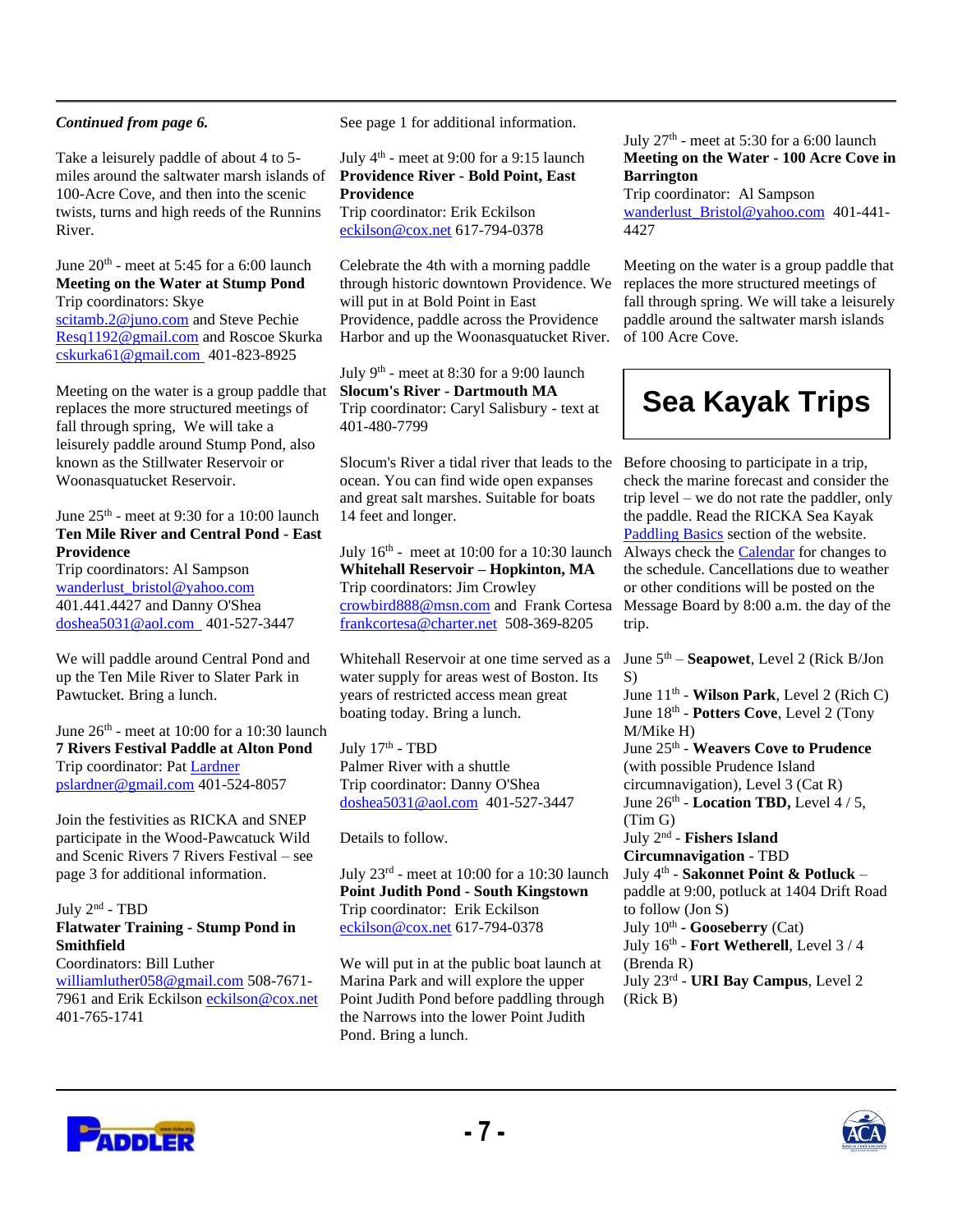***Continued from page 6.***

Take a leisurely paddle of about 4 to 5-miles around the saltwater marsh islands of 100-Acre Cove, and then into the scenic twists, turns and high reeds of the Runnins River.

June 20th - meet at 5:45 for a 6:00 launch
**Meeting on the Water at Stump Pond**
Trip coordinators: Skye
scitamb.2@juno.com and Steve Pechie
Resq1192@gmail.com and Roscoe Skurka
cskurka61@gmail.com 401-823-8925

Meeting on the water is a group paddle that replaces the more structured meetings of fall through spring, We will take a leisurely paddle around Stump Pond, also known as the Stillwater Reservoir or Woonasquatucket Reservoir.

June 25th - meet at 9:30 for a 10:00 launch
**Ten Mile River and Central Pond - East Providence**
Trip coordinators: Al Sampson
wanderlust_bristol@yahoo.com
401.441.4427 and Danny O'Shea
doshea5031@aol.com 401-527-3447

We will paddle around Central Pond and up the Ten Mile River to Slater Park in Pawtucket. Bring a lunch.

June 26th - meet at 10:00 for a 10:30 launch
**7 Rivers Festival Paddle at Alton Pond**
Trip coordinator: Pat Lardner
pslardner@gmail.com 401-524-8057

Join the festivities as RICKA and SNEP participate in the Wood-Pawcatuck Wild and Scenic Rivers 7 Rivers Festival – see page 3 for additional information.

July 2nd - TBD
**Flatwater Training - Stump Pond in Smithfield**
Coordinators: Bill Luther
williamluther058@gmail.com 508-7671-7961 and Erik Eckilson eckilson@cox.net
401-765-1741

See page 1 for additional information.

July 4th - meet at 9:00 for a 9:15 launch
**Providence River - Bold Point, East Providence**
Trip coordinator: Erik Eckilson
eckilson@cox.net 617-794-0378

Celebrate the 4th with a morning paddle through historic downtown Providence. We will put in at Bold Point in East Providence, paddle across the Providence Harbor and up the Woonasquatucket River.

July 9th - meet at 8:30 for a 9:00 launch
**Slocum's River - Dartmouth MA**
Trip coordinator: Caryl Salisbury - text at 401-480-7799

Slocum's River a tidal river that leads to the ocean. You can find wide open expanses and great salt marshes. Suitable for boats 14 feet and longer.

July 16th - meet at 10:00 for a 10:30 launch
**Whitehall Reservoir – Hopkinton, MA**
Trip coordinators: Jim Crowley
crowbird888@msn.com and Frank Cortesa
frankcortesa@charter.net 508-369-8205

Whitehall Reservoir at one time served as a water supply for areas west of Boston. Its years of restricted access mean great boating today. Bring a lunch.

July 17th - TBD
Palmer River with a shuttle
Trip coordinator: Danny O'Shea
doshea5031@aol.com 401-527-3447

Details to follow.

July 23rd - meet at 10:00 for a 10:30 launch
**Point Judith Pond - South Kingstown**
Trip coordinator: Erik Eckilson
eckilson@cox.net 617-794-0378

We will put in at the public boat launch at Marina Park and will explore the upper Point Judith Pond before paddling through the Narrows into the lower Point Judith Pond. Bring a lunch.

July 27th - meet at 5:30 for a 6:00 launch
**Meeting on the Water - 100 Acre Cove in Barrington**
Trip coordinator: Al Sampson
wanderlust_Bristol@yahoo.com 401-441-4427

Meeting on the water is a group paddle that replaces the more structured meetings of fall through spring. We will take a leisurely paddle around the saltwater marsh islands of 100 Acre Cove.

## Sea Kayak Trips

Before choosing to participate in a trip, check the marine forecast and consider the trip level – we do not rate the paddler, only the paddle. Read the RICKA Sea Kayak Paddling Basics section of the website. Always check the Calendar for changes to the schedule. Cancellations due to weather or other conditions will be posted on the Message Board by 8:00 a.m. the day of the trip.

June 5th – **Seapowet**, Level 2 (Rick B/Jon S)
June 11th - **Wilson Park**, Level 2 (Rich C)
June 18th - **Potters Cove**, Level 2 (Tony M/Mike H)
June 25th - **Weavers Cove to Prudence** (with possible Prudence Island circumnavigation), Level 3 (Cat R)
June 26th - **Location TBD,** Level 4 / 5, (Tim G)
July 2nd - **Fishers Island Circumnavigation** - TBD
July 4th - **Sakonnet Point & Potluck** – paddle at 9:00, potluck at 1404 Drift Road to follow (Jon S)
July 10th - **Gooseberry** (Cat)
July 16th - **Fort Wetherell**, Level 3 / 4 (Brenda R)
July 23rd - **URI Bay Campus**, Level 2 (Rick B)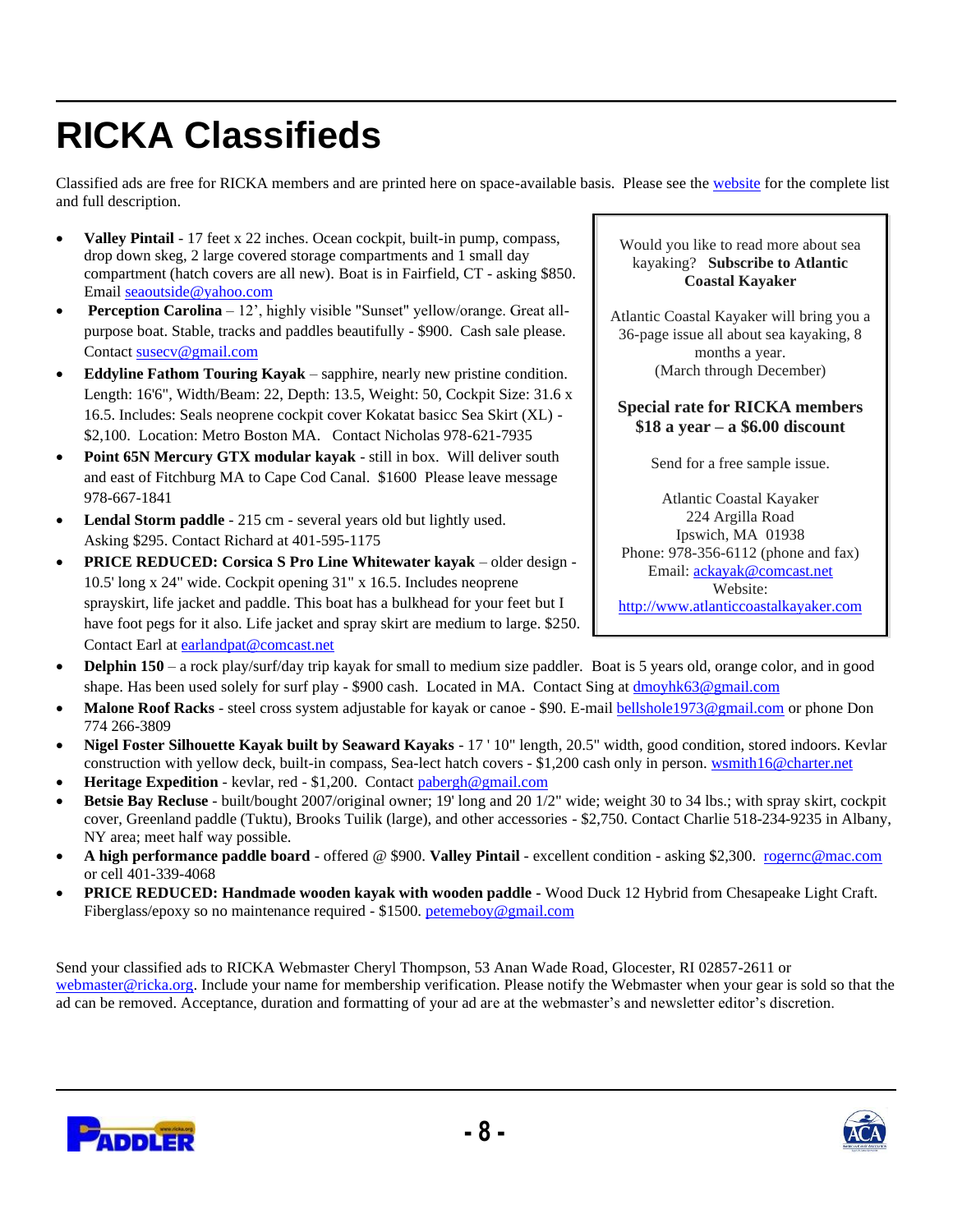# RICKA Classifieds

Classified ads are free for RICKA members and are printed here on space-available basis. Please see the website for the complete list and full description.

- **Valley Pintail** - 17 feet x 22 inches. Ocean cockpit, built-in pump, compass, drop down skeg, 2 large covered storage compartments and 1 small day compartment (hatch covers are all new). Boat is in Fairfield, CT - asking $850. Email seaoutside@yahoo.com
- **Perception Carolina** – 12', highly visible "Sunset" yellow/orange. Great all-purpose boat. Stable, tracks and paddles beautifully - $900. Cash sale please. Contact susecv@gmail.com
- **Eddyline Fathom Touring Kayak** – sapphire, nearly new pristine condition. Length: 16'6", Width/Beam: 22, Depth: 13.5, Weight: 50, Cockpit Size: 31.6 x 16.5. Includes: Seals neoprene cockpit cover Kokatat basicc Sea Skirt (XL) - $2,100. Location: Metro Boston MA. Contact Nicholas 978-621-7935
- **Point 65N Mercury GTX modular kayak** - still in box. Will deliver south and east of Fitchburg MA to Cape Cod Canal. $1600 Please leave message 978-667-1841
- **Lendal Storm paddle** - 215 cm - several years old but lightly used. Asking $295. Contact Richard at 401-595-1175
- **PRICE REDUCED: Corsica S Pro Line Whitewater kayak** – older design - 10.5' long x 24" wide. Cockpit opening 31" x 16.5. Includes neoprene sprayskirt, life jacket and paddle. This boat has a bulkhead for your feet but I have foot pegs for it also. Life jacket and spray skirt are medium to large. $250. Contact Earl at earlandpat@comcast.net
- **Delphin 150** – a rock play/surf/day trip kayak for small to medium size paddler. Boat is 5 years old, orange color, and in good shape. Has been used solely for surf play - $900 cash. Located in MA. Contact Sing at dmoyhk63@gmail.com
- **Malone Roof Racks** - steel cross system adjustable for kayak or canoe - $90. E-mail bellshole1973@gmail.com or phone Don 774 266-3809
- **Nigel Foster Silhouette Kayak built by Seaward Kayaks** - 17 ' 10" length, 20.5" width, good condition, stored indoors. Kevlar construction with yellow deck, built-in compass, Sea-lect hatch covers - $1,200 cash only in person. wsmith16@charter.net
- **Heritage Expedition** - kevlar, red - $1,200. Contact pabergh@gmail.com
- **Betsie Bay Recluse** - built/bought 2007/original owner; 19' long and 20 1/2" wide; weight 30 to 34 lbs.; with spray skirt, cockpit cover, Greenland paddle (Tuktu), Brooks Tuilik (large), and other accessories - $2,750. Contact Charlie 518-234-9235 in Albany, NY area; meet half way possible.
- **A high performance paddle board** - offered @ $900. **Valley Pintail** - excellent condition - asking $2,300. rogernc@mac.com or cell 401-339-4068
- **PRICE REDUCED: Handmade wooden kayak with wooden paddle** - Wood Duck 12 Hybrid from Chesapeake Light Craft. Fiberglass/epoxy so no maintenance required - $1500. petemeboy@gmail.com

---

Would you like to read more about sea kayaking? **Subscribe to Atlantic Coastal Kayaker**

Atlantic Coastal Kayaker will bring you a 36-page issue all about sea kayaking, 8 months a year.
(March through December)

**Special rate for RICKA members**
**$18 a year – a $6.00 discount**

Send for a free sample issue.

Atlantic Coastal Kayaker
224 Argilla Road
Ipswich, MA 01938
Phone: 978-356-6112 (phone and fax)
Email: ackayak@comcast.net
Website:
http://www.atlanticcoastalkayaker.com

---

Send your classified ads to RICKA Webmaster Cheryl Thompson, 53 Anan Wade Road, Glocester, RI 02857-2611 or webmaster@ricka.org. Include your name for membership verification. Please notify the Webmaster when your gear is sold so that the ad can be removed. Acceptance, duration and formatting of your ad are at the webmaster's and newsletter editor's discretion.